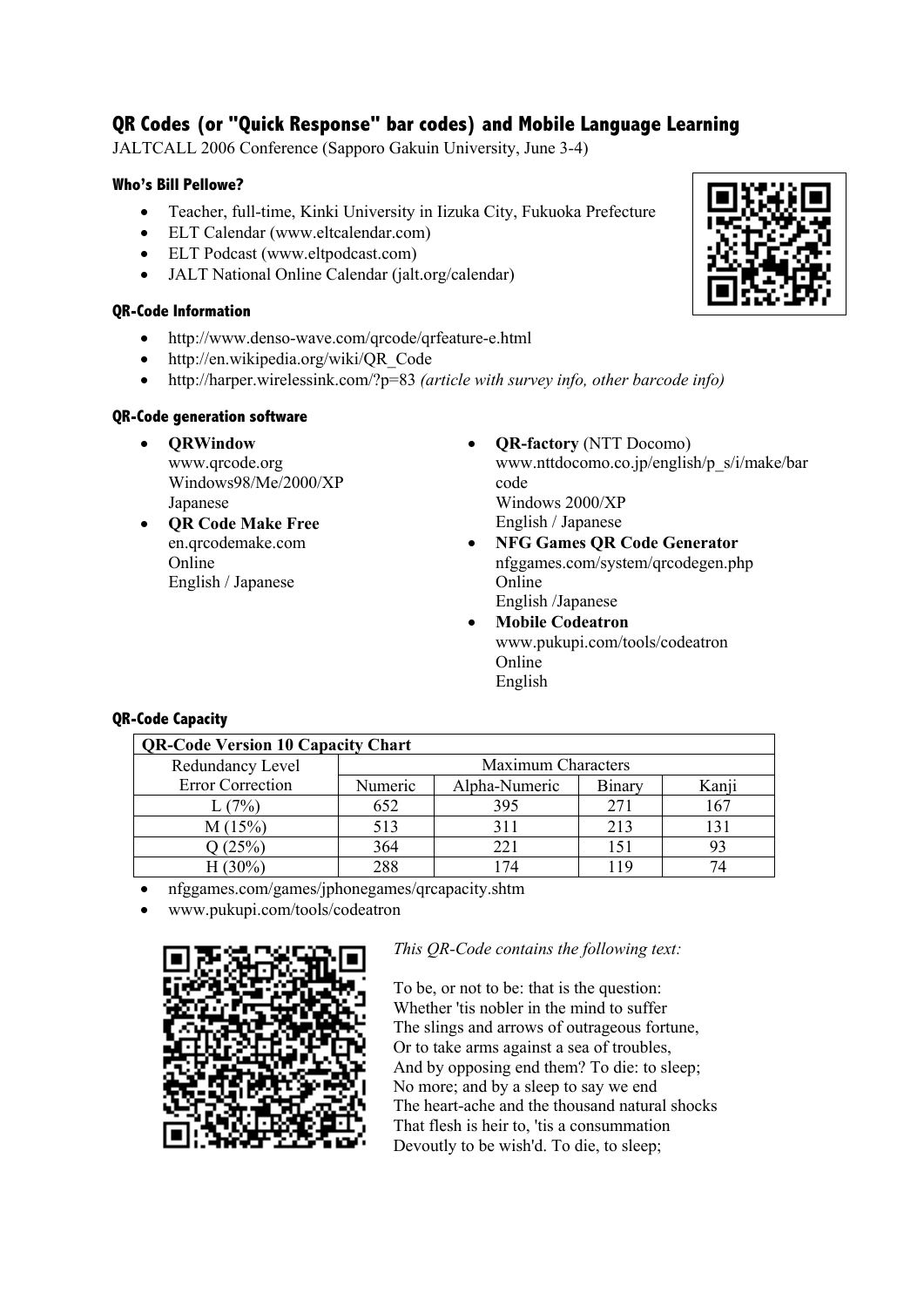# QR Codes (or "Quick Response" bar codes) and Mobile Language Learning

JALTCALL 2006 Conference (Sapporo Gakuin University, June 3-4)

### Who's Bill Pellowe?

- Teacher, full-time, Kinki University in Iizuka City, Fukuoka Prefecture
- ELT Calendar (www.eltcalendar.com)
- ELT Podcast (www.eltpodcast.com)
- JALT National Online Calendar (jalt.org/calendar)

### QR-Code Information

- http://www.denso-wave.com/qrcode/qrfeature-e.html
- http://en.wikipedia.org/wiki/QR_Code
- http://harper.wirelessink.com/?p=83 *(article with survey info, other barcode info)*

### QR-Code generation software

- **QRWindow**
  www.qrcode.org
  Windows98/Me/2000/XP
  Japanese
- **QR Code Make Free**
  en.qrcodemake.com
  Online
  English / Japanese
- **QR-factory** (NTT Docomo)
  www.nttdocomo.co.jp/english/p_s/i/make/barcode
  Windows 2000/XP
  English / Japanese
- **NFG Games QR Code Generator**
  nfggames.com/system/qrcodegen.php
  Online
  English /Japanese
- **Mobile Codeatron**
  www.pukupi.com/tools/codeatron
  Online
  English

### QR-Code Capacity

| QR-Code Version 10 Capacity Chart | | | | |
|---|---|---|---|---|
| Redundancy Level | Maximum Characters | | | |
| Error Correction | Numeric | Alpha-Numeric | Binary | Kanji |
| L (7%) | 652 | 395 | 271 | 167 |
| M (15%) | 513 | 311 | 213 | 131 |
| Q (25%) | 364 | 221 | 151 | 93 |
| H (30%) | 288 | 174 | 119 | 74 |

- nfggames.com/games/jphonegames/qrcapacity.shtm
- www.pukupi.com/tools/codeatron

*This QR-Code contains the following text:*

To be, or not to be: that is the question:
Whether 'tis nobler in the mind to suffer
The slings and arrows of outrageous fortune,
Or to take arms against a sea of troubles,
And by opposing end them? To die: to sleep;
No more; and by a sleep to say we end
The heart-ache and the thousand natural shocks
That flesh is heir to, 'tis a consummation
Devoutly to be wish'd. To die, to sleep;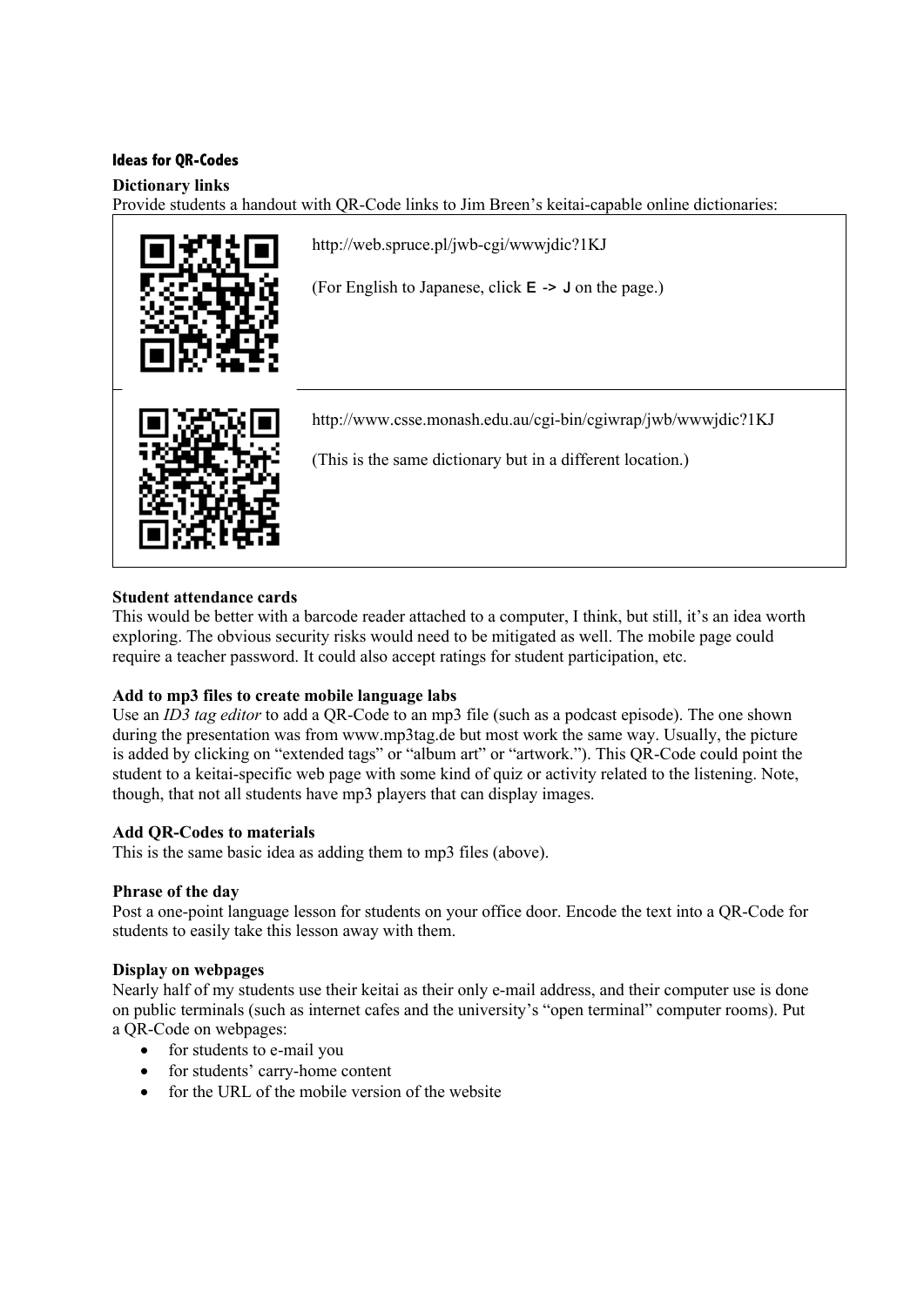#### Ideas for QR-Codes

**Dictionary links**
Provide students a handout with QR-Code links to Jim Breen's keitai-capable online dictionaries:

| | |
|---|---|
| | http://web.spruce.pl/jwb-cgi/wwwjdic?1KJ<br><br>(For English to Japanese, click E -> J on the page.) |
| | http://www.csse.monash.edu.au/cgi-bin/cgiwrap/jwb/wwwjdic?1KJ<br><br>(This is the same dictionary but in a different location.) |

**Student attendance cards**
This would be better with a barcode reader attached to a computer, I think, but still, it's an idea worth exploring. The obvious security risks would need to be mitigated as well. The mobile page could require a teacher password. It could also accept ratings for student participation, etc.

**Add to mp3 files to create mobile language labs**
Use an *ID3 tag editor* to add a QR-Code to an mp3 file (such as a podcast episode). The one shown during the presentation was from www.mp3tag.de but most work the same way. Usually, the picture is added by clicking on "extended tags" or "album art" or "artwork."). This QR-Code could point the student to a keitai-specific web page with some kind of quiz or activity related to the listening. Note, though, that not all students have mp3 players that can display images.

**Add QR-Codes to materials**
This is the same basic idea as adding them to mp3 files (above).

**Phrase of the day**
Post a one-point language lesson for students on your office door. Encode the text into a QR-Code for students to easily take this lesson away with them.

**Display on webpages**
Nearly half of my students use their keitai as their only e-mail address, and their computer use is done on public terminals (such as internet cafes and the university's "open terminal" computer rooms). Put a QR-Code on webpages:

- for students to e-mail you
- for students' carry-home content
- for the URL of the mobile version of the website